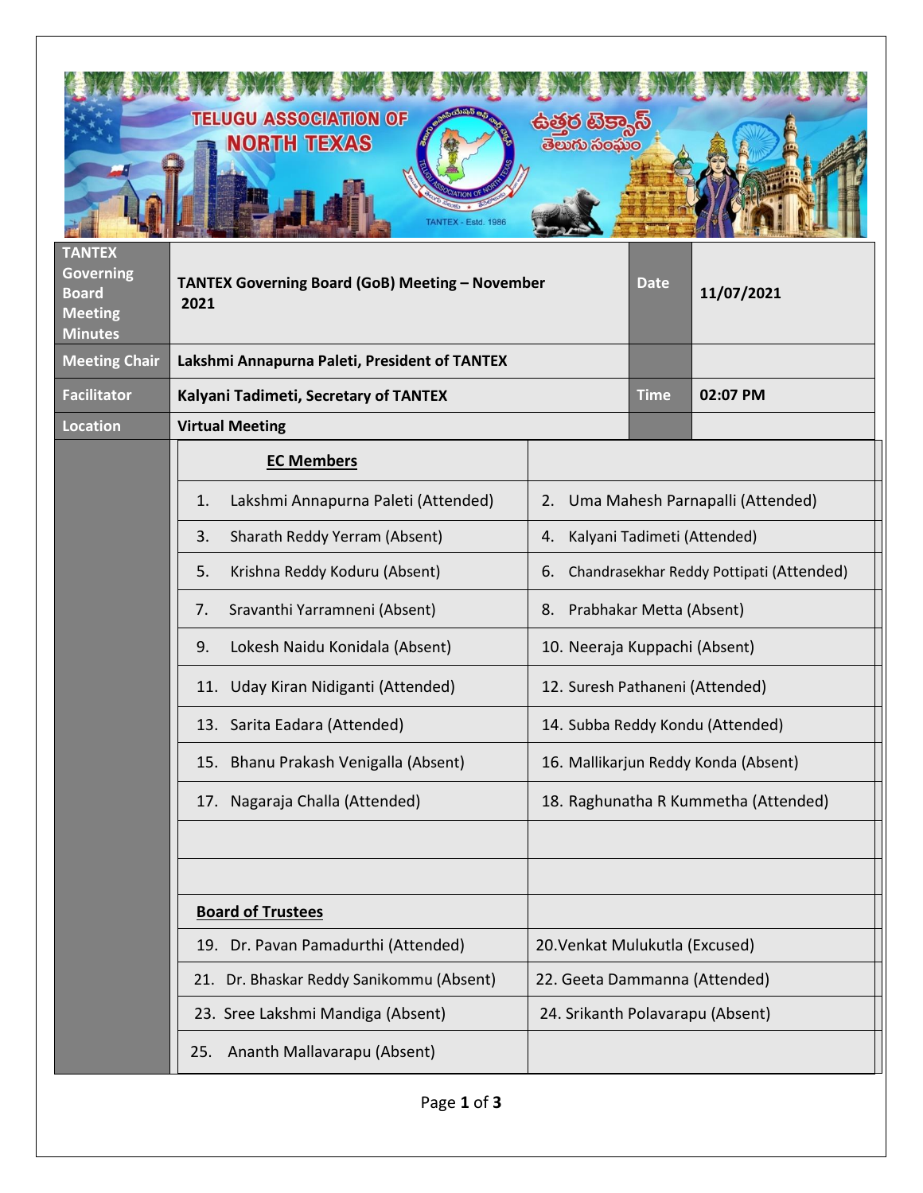| TANTEX Governing Board Meeting Minutes | TANTEX Governing Board (GoB) Meeting – November 2021 | Date | 11/07/2021 |
|---|---|---|---|
| Meeting Chair | Lakshmi Annapurna Paleti, President of TANTEX | | |
| Facilitator | Kalyani Tadimeti, Secretary of TANTEX | Time | 02:07 PM |
| Location | Virtual Meeting | | |

| **EC Members** | |
|---|---|
| 1. Lakshmi Annapurna Paleti (Attended) | 2. Uma Mahesh Parnapalli (Attended) |
| 3. Sharath Reddy Yerram (Absent) | 4. Kalyani Tadimeti (Attended) |
| 5. Krishna Reddy Koduru (Absent) | 6. Chandrasekhar Reddy Pottipati (Attended) |
| 7. Sravanthi Yarramneni (Absent) | 8. Prabhakar Metta (Absent) |
| 9. Lokesh Naidu Konidala (Absent) | 10. Neeraja Kuppachi (Absent) |
| 11. Uday Kiran Nidiganti (Attended) | 12. Suresh Pathaneni (Attended) |
| 13. Sarita Eadara (Attended) | 14. Subba Reddy Kondu (Attended) |
| 15. Bhanu Prakash Venigalla (Absent) | 16. Mallikarjun Reddy Konda (Absent) |
| 17. Nagaraja Challa (Attended) | 18. Raghunatha R Kummetha (Attended) |
| | |
| | |
| **Board of Trustees** | |
| 19. Dr. Pavan Pamadurthi (Attended) | 20. Venkat Mulukutla (Excused) |
| 21. Dr. Bhaskar Reddy Sanikommu (Absent) | 22. Geeta Dammanna (Attended) |
| 23. Sree Lakshmi Mandiga (Absent) | 24. Srikanth Polavarapu (Absent) |
| 25. Ananth Mallavarapu (Absent) | |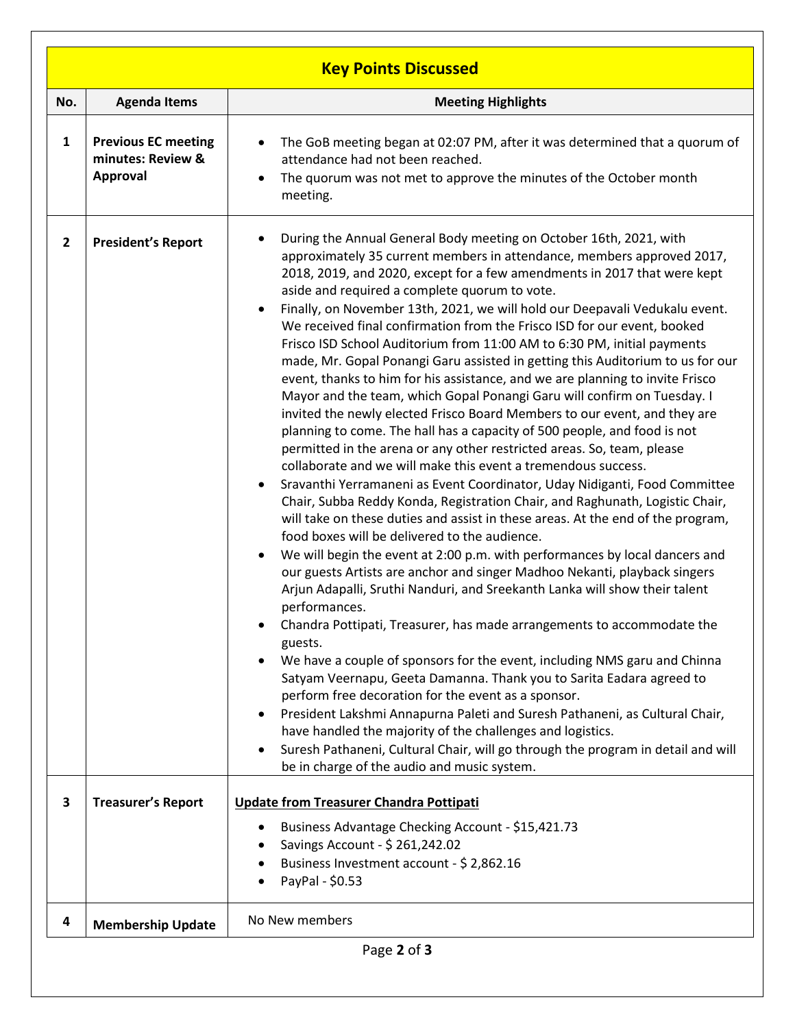| Key Points Discussed | | |
|---|---|---|
| **No.** | **Agenda Items** | **Meeting Highlights** |
| **1** | **Previous EC meeting minutes: Review & Approval** | • The GoB meeting began at 02:07 PM, after it was determined that a quorum of attendance had not been reached.<br>• The quorum was not met to approve the minutes of the October month meeting. |
| **2** | **President's Report** | • During the Annual General Body meeting on October 16th, 2021, with approximately 35 current members in attendance, members approved 2017, 2018, 2019, and 2020, except for a few amendments in 2017 that were kept aside and required a complete quorum to vote.<br>• Finally, on November 13th, 2021, we will hold our Deepavali Vedukalu event. We received final confirmation from the Frisco ISD for our event, booked Frisco ISD School Auditorium from 11:00 AM to 6:30 PM, initial payments made, Mr. Gopal Ponangi Garu assisted in getting this Auditorium to us for our event, thanks to him for his assistance, and we are planning to invite Frisco Mayor and the team, which Gopal Ponangi Garu will confirm on Tuesday. I invited the newly elected Frisco Board Members to our event, and they are planning to come. The hall has a capacity of 500 people, and food is not permitted in the arena or any other restricted areas. So, team, please collaborate and we will make this event a tremendous success.<br>• Sravanthi Yerramaneni as Event Coordinator, Uday Nidiganti, Food Committee Chair, Subba Reddy Konda, Registration Chair, and Raghunath, Logistic Chair, will take on these duties and assist in these areas. At the end of the program, food boxes will be delivered to the audience.<br>• We will begin the event at 2:00 p.m. with performances by local dancers and our guests Artists are anchor and singer Madhoo Nekanti, playback singers Arjun Adapalli, Sruthi Nanduri, and Sreekanth Lanka will show their talent performances.<br>• Chandra Pottipati, Treasurer, has made arrangements to accommodate the guests.<br>• We have a couple of sponsors for the event, including NMS garu and Chinna Satyam Veernapu, Geeta Damanna. Thank you to Sarita Eadara agreed to perform free decoration for the event as a sponsor.<br>• President Lakshmi Annapurna Paleti and Suresh Pathaneni, as Cultural Chair, have handled the majority of the challenges and logistics.<br>• Suresh Pathaneni, Cultural Chair, will go through the program in detail and will be in charge of the audio and music system. |
| **3** | **Treasurer's Report** | **Update from Treasurer Chandra Pottipati**<br>• Business Advantage Checking Account - $15,421.73<br>• Savings Account - $ 261,242.02<br>• Business Investment account - $ 2,862.16<br>• PayPal - $0.53 |
| **4** | **Membership Update** | No New members |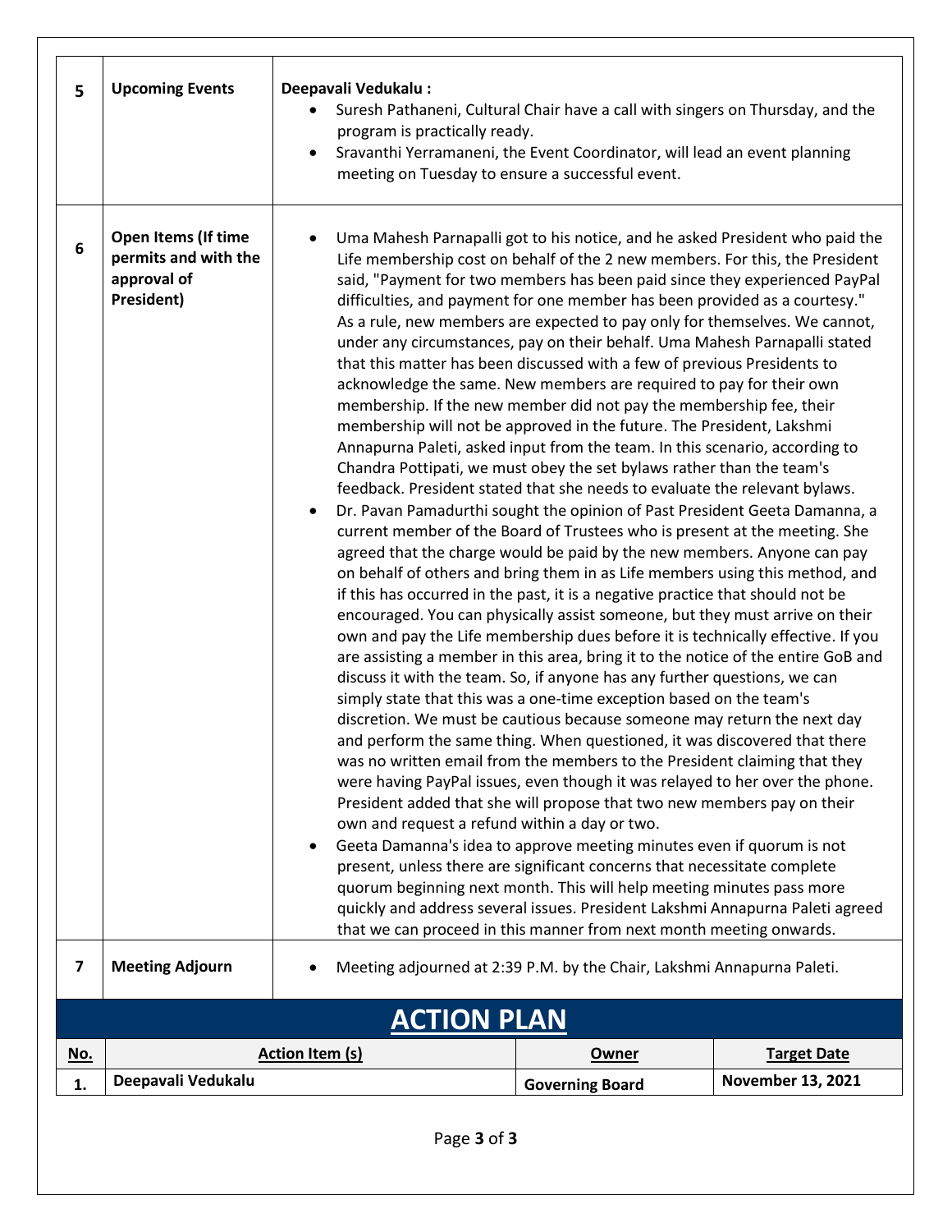| | | |
|---|---|---|
| 5 | **Upcoming Events** | **Deepavali Vedukalu :**<br>• Suresh Pathaneni, Cultural Chair have a call with singers on Thursday, and the program is practically ready.<br>• Sravanthi Yerramaneni, the Event Coordinator, will lead an event planning meeting on Tuesday to ensure a successful event. |
| 6 | **Open Items (If time permits and with the approval of President)** | • Uma Mahesh Parnapalli got to his notice, and he asked President who paid the Life membership cost on behalf of the 2 new members. For this, the President said, "Payment for two members has been paid since they experienced PayPal difficulties, and payment for one member has been provided as a courtesy." As a rule, new members are expected to pay only for themselves. We cannot, under any circumstances, pay on their behalf. Uma Mahesh Parnapalli stated that this matter has been discussed with a few of previous Presidents to acknowledge the same. New members are required to pay for their own membership. If the new member did not pay the membership fee, their membership will not be approved in the future. The President, Lakshmi Annapurna Paleti, asked input from the team. In this scenario, according to Chandra Pottipati, we must obey the set bylaws rather than the team's feedback. President stated that she needs to evaluate the relevant bylaws.<br>• Dr. Pavan Pamadurthi sought the opinion of Past President Geeta Damanna, a current member of the Board of Trustees who is present at the meeting. She agreed that the charge would be paid by the new members. Anyone can pay on behalf of others and bring them in as Life members using this method, and if this has occurred in the past, it is a negative practice that should not be encouraged. You can physically assist someone, but they must arrive on their own and pay the Life membership dues before it is technically effective. If you are assisting a member in this area, bring it to the notice of the entire GoB and discuss it with the team. So, if anyone has any further questions, we can simply state that this was a one-time exception based on the team's discretion. We must be cautious because someone may return the next day and perform the same thing. When questioned, it was discovered that there was no written email from the members to the President claiming that they were having PayPal issues, even though it was relayed to her over the phone. President added that she will propose that two new members pay on their own and request a refund within a day or two.<br>• Geeta Damanna's idea to approve meeting minutes even if quorum is not present, unless there are significant concerns that necessitate complete quorum beginning next month. This will help meeting minutes pass more quickly and address several issues. President Lakshmi Annapurna Paleti agreed that we can proceed in this manner from next month meeting onwards. |
| 7 | **Meeting Adjourn** | • Meeting adjourned at 2:39 P.M. by the Chair, Lakshmi Annapurna Paleti. |

## ACTION PLAN

| No. | Action Item (s) | Owner | Target Date |
|---|---|---|---|
| **1.** | **Deepavali Vedukalu** | **Governing Board** | **November 13, 2021** |